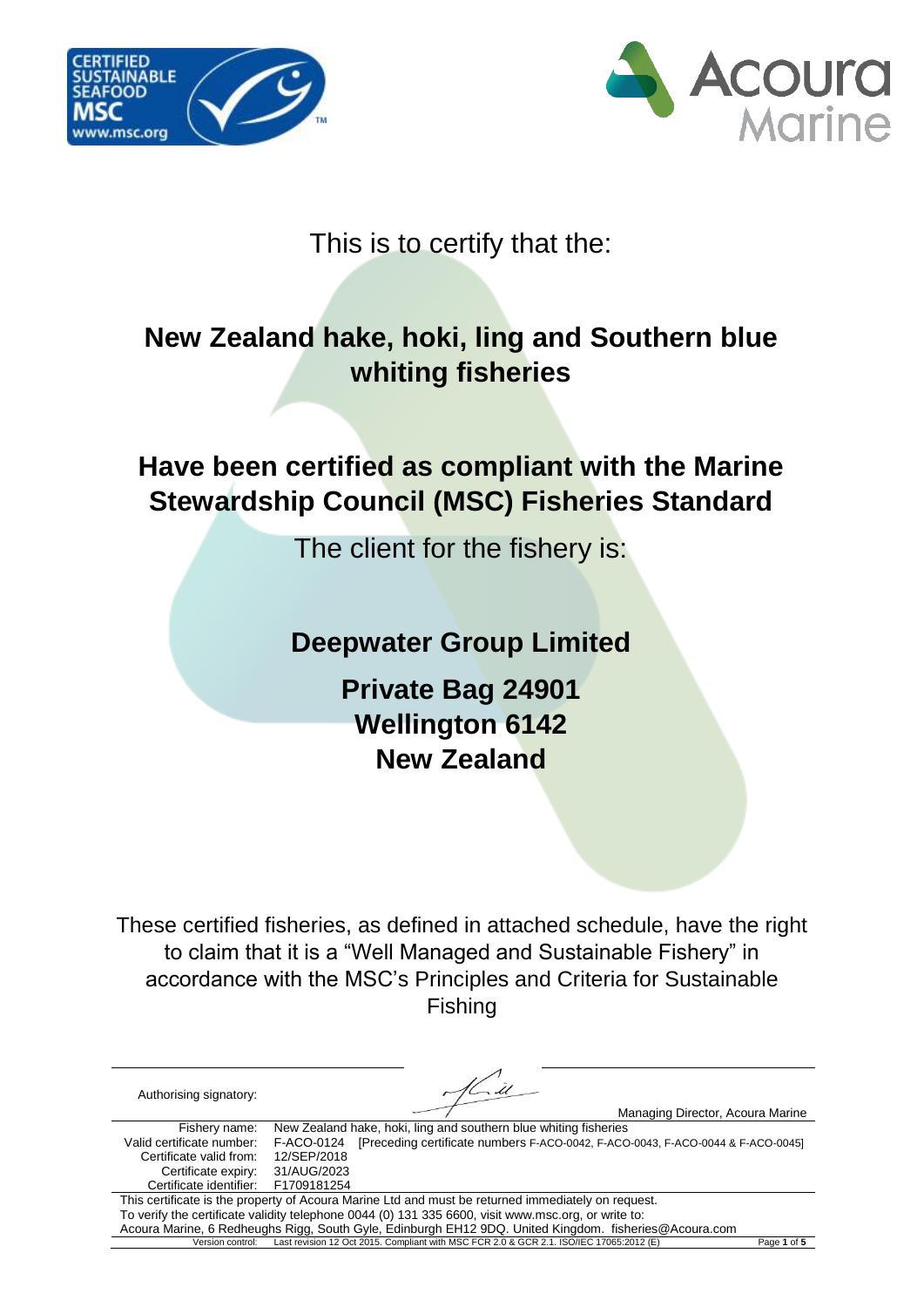This is to certify that the:

## New Zealand hake, hoki, ling and Southern blue whiting fisheries

## Have been certified as compliant with the Marine Stewardship Council (MSC) Fisheries Standard

The client for the fishery is:

**Deepwater Group Limited**

**Private Bag 24901**
**Wellington 6142**
**New Zealand**

These certified fisheries, as defined in attached schedule, have the right to claim that it is a "Well Managed and Sustainable Fishery" in accordance with the MSC's Principles and Criteria for Sustainable Fishing

Authorising signatory:

Managing Director, Acoura Marine

| | |
|---|---|
| Fishery name: | New Zealand hake, hoki, ling and southern blue whiting fisheries |
| Valid certificate number: | F-ACO-0124 [Preceding certificate numbers F-ACO-0042, F-ACO-0043, F-ACO-0044 & F-ACO-0045] |
| Certificate valid from: | 12/SEP/2018 |
| Certificate expiry: | 31/AUG/2023 |
| Certificate identifier: | F1709181254 |

This certificate is the property of Acoura Marine Ltd and must be returned immediately on request.
To verify the certificate validity telephone 0044 (0) 131 335 6600, visit www.msc.org, or write to:
Acoura Marine, 6 Redheughs Rigg, South Gyle, Edinburgh EH12 9DQ. United Kingdom. fisheries@Acoura.com

Version control: Last revision 12 Oct 2015. Compliant with MSC FCR 2.0 & GCR 2.1. ISO/IEC 17065:2012 (E)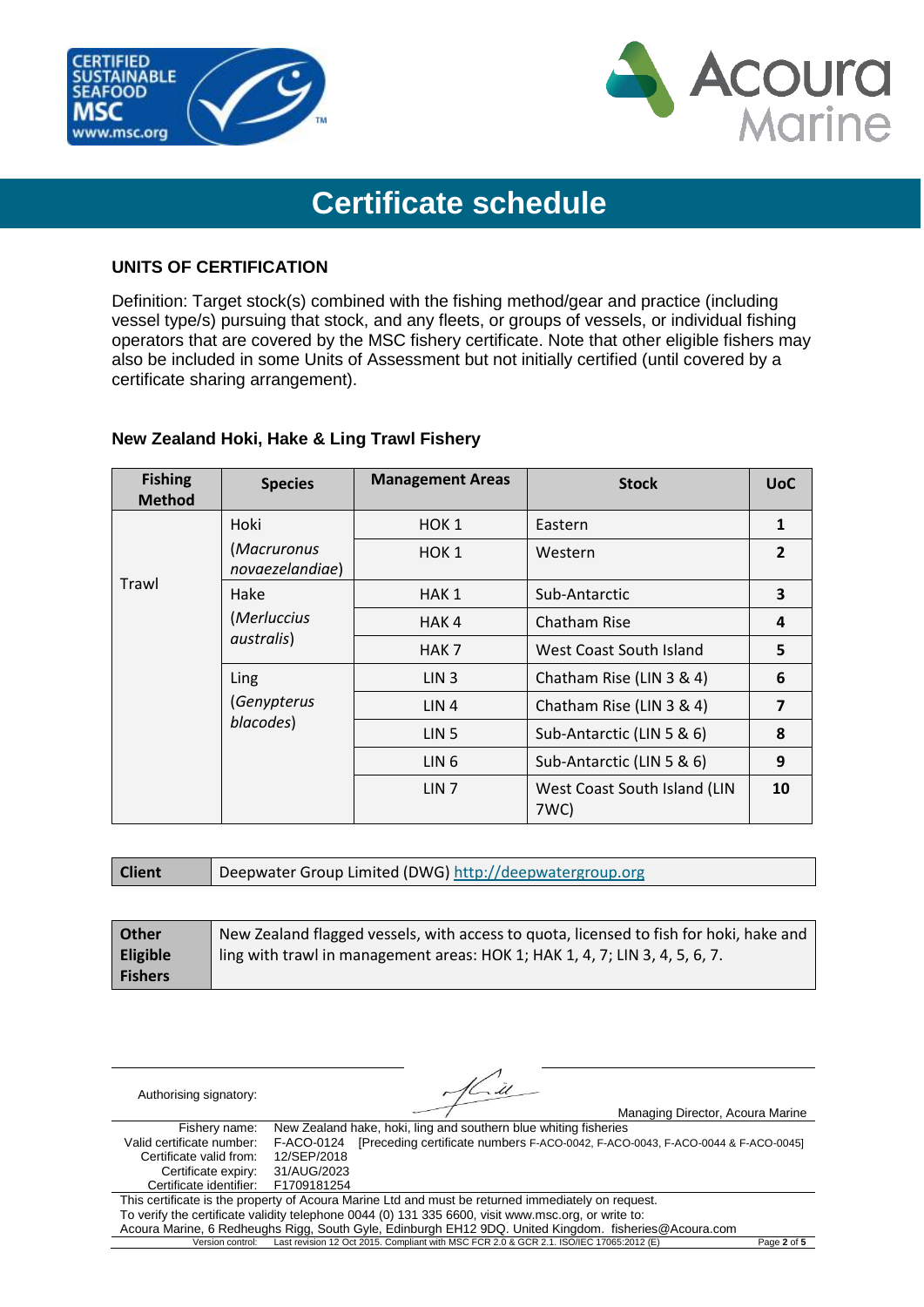# Certificate schedule

## UNITS OF CERTIFICATION

Definition: Target stock(s) combined with the fishing method/gear and practice (including vessel type/s) pursuing that stock, and any fleets, or groups of vessels, or individual fishing operators that are covered by the MSC fishery certificate. Note that other eligible fishers may also be included in some Units of Assessment but not initially certified (until covered by a certificate sharing arrangement).

### New Zealand Hoki, Hake & Ling Trawl Fishery

| Fishing Method | Species | Management Areas | Stock | UoC |
|---|---|---|---|---|
| Trawl | Hoki (*Macruronus novaezelandiae*) | HOK 1 | Eastern | **1** |
| | | HOK 1 | Western | **2** |
| | Hake (*Merluccius australis*) | HAK 1 | Sub-Antarctic | **3** |
| | | HAK 4 | Chatham Rise | **4** |
| | | HAK 7 | West Coast South Island | **5** |
| | Ling (*Genypterus blacodes*) | LIN 3 | Chatham Rise (LIN 3 & 4) | **6** |
| | | LIN 4 | Chatham Rise (LIN 3 & 4) | **7** |
| | | LIN 5 | Sub-Antarctic (LIN 5 & 6) | **8** |
| | | LIN 6 | Sub-Antarctic (LIN 5 & 6) | **9** |
| | | LIN 7 | West Coast South Island (LIN 7WC) | **10** |

| **Client** | Deepwater Group Limited (DWG) http://deepwatergroup.org |
|---|---|

| **Other Eligible Fishers** | New Zealand flagged vessels, with access to quota, licensed to fish for hoki, hake and ling with trawl in management areas: HOK 1; HAK 1, 4, 7; LIN 3, 4, 5, 6, 7. |
|---|---|

Authorising signatory: Managing Director, Acoura Marine

Fishery name: New Zealand hake, hoki, ling and southern blue whiting fisheries
Valid certificate number: F-ACO-0124 [Preceding certificate numbers F-ACO-0042, F-ACO-0043, F-ACO-0044 & F-ACO-0045]
Certificate valid from: 12/SEP/2018
Certificate expiry: 31/AUG/2023
Certificate identifier: F1709181254

This certificate is the property of Acoura Marine Ltd and must be returned immediately on request.
To verify the certificate validity telephone 0044 (0) 131 335 6600, visit www.msc.org, or write to:
Acoura Marine, 6 Redheughs Rigg, South Gyle, Edinburgh EH12 9DQ. United Kingdom. fisheries@Acoura.com

Version control: Last revision 12 Oct 2015. Compliant with MSC FCR 2.0 & GCR 2.1. ISO/IEC 17065:2012 (E)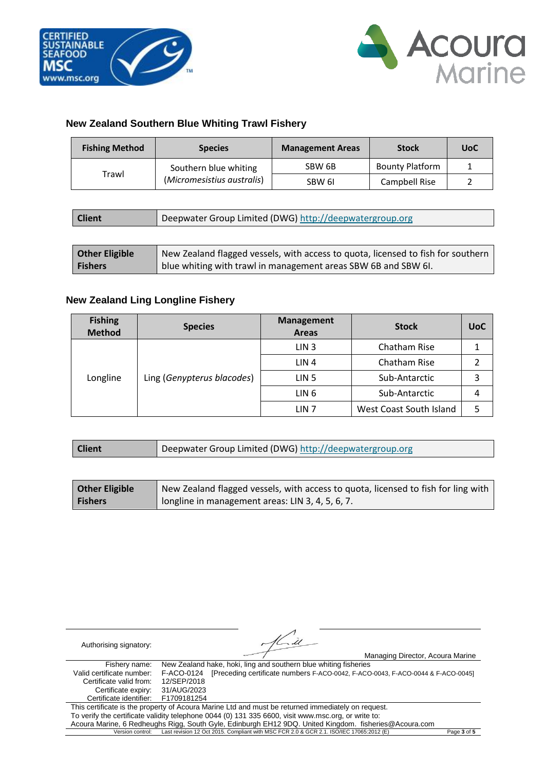## New Zealand Southern Blue Whiting Trawl Fishery

| Fishing Method | Species | Management Areas | Stock | UoC |
|---|---|---|---|---|
| Trawl | Southern blue whiting (*Micromesistius australis*) | SBW 6B | Bounty Platform | 1 |
| | | SBW 6I | Campbell Rise | 2 |

| Client | Deepwater Group Limited (DWG) http://deepwatergroup.org |
|---|---|

| Other Eligible Fishers | New Zealand flagged vessels, with access to quota, licensed to fish for southern blue whiting with trawl in management areas SBW 6B and SBW 6I. |
|---|---|

## New Zealand Ling Longline Fishery

| Fishing Method | Species | Management Areas | Stock | UoC |
|---|---|---|---|---|
| Longline | Ling (*Genypterus blacodes*) | LIN 3 | Chatham Rise | 1 |
| | | LIN 4 | Chatham Rise | 2 |
| | | LIN 5 | Sub-Antarctic | 3 |
| | | LIN 6 | Sub-Antarctic | 4 |
| | | LIN 7 | West Coast South Island | 5 |

| Client | Deepwater Group Limited (DWG) http://deepwatergroup.org |
|---|---|

| Other Eligible Fishers | New Zealand flagged vessels, with access to quota, licensed to fish for ling with longline in management areas: LIN 3, 4, 5, 6, 7. |
|---|---|

Authorising signatory:

Managing Director, Acoura Marine

Fishery name: New Zealand hake, hoki, ling and southern blue whiting fisheries
Valid certificate number: F-ACO-0124 [Preceding certificate numbers F-ACO-0042, F-ACO-0043, F-ACO-0044 & F-ACO-0045]
Certificate valid from: 12/SEP/2018
Certificate expiry: 31/AUG/2023
Certificate identifier: F1709181254

This certificate is the property of Acoura Marine Ltd and must be returned immediately on request.
To verify the certificate validity telephone 0044 (0) 131 335 6600, visit www.msc.org, or write to:
Acoura Marine, 6 Redheughs Rigg, South Gyle, Edinburgh EH12 9DQ. United Kingdom. fisheries@Acoura.com

Version control: Last revision 12 Oct 2015. Compliant with MSC FCR 2.0 & GCR 2.1. ISO/IEC 17065:2012 (E)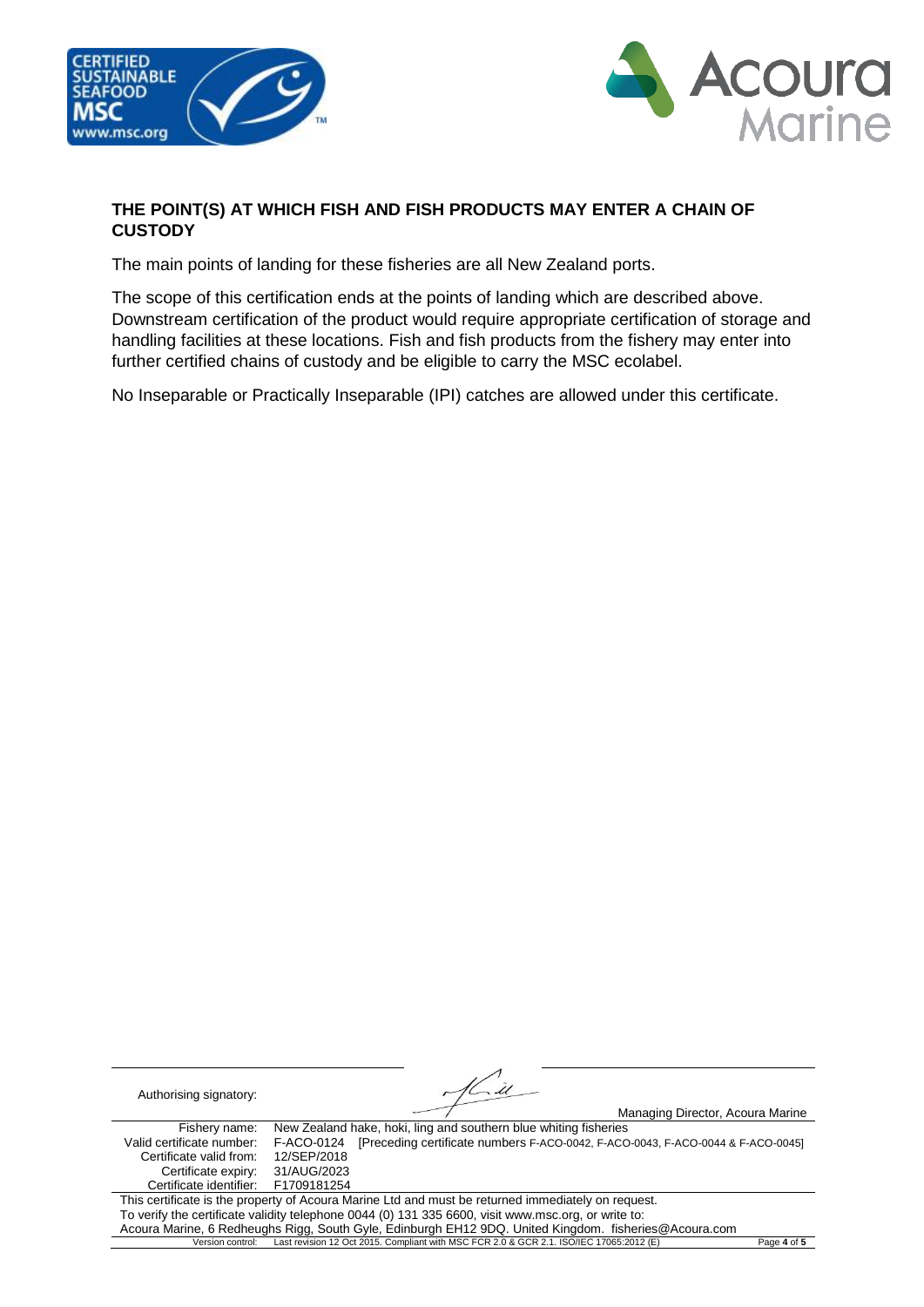## THE POINT(S) AT WHICH FISH AND FISH PRODUCTS MAY ENTER A CHAIN OF CUSTODY

The main points of landing for these fisheries are all New Zealand ports.

The scope of this certification ends at the points of landing which are described above. Downstream certification of the product would require appropriate certification of storage and handling facilities at these locations. Fish and fish products from the fishery may enter into further certified chains of custody and be eligible to carry the MSC ecolabel.

No Inseparable or Practically Inseparable (IPI) catches are allowed under this certificate.

Authorising signatory:

Managing Director, Acoura Marine

| | |
|---|---|
| Fishery name: | New Zealand hake, hoki, ling and southern blue whiting fisheries |
| Valid certificate number: | F-ACO-0124 [Preceding certificate numbers F-ACO-0042, F-ACO-0043, F-ACO-0044 & F-ACO-0045] |
| Certificate valid from: | 12/SEP/2018 |
| Certificate expiry: | 31/AUG/2023 |
| Certificate identifier: | F1709181254 |

This certificate is the property of Acoura Marine Ltd and must be returned immediately on request.
To verify the certificate validity telephone 0044 (0) 131 335 6600, visit www.msc.org, or write to:
Acoura Marine, 6 Redheughs Rigg, South Gyle, Edinburgh EH12 9DQ. United Kingdom. fisheries@Acoura.com

Version control: Last revision 12 Oct 2015. Compliant with MSC FCR 2.0 & GCR 2.1. ISO/IEC 17065:2012 (E)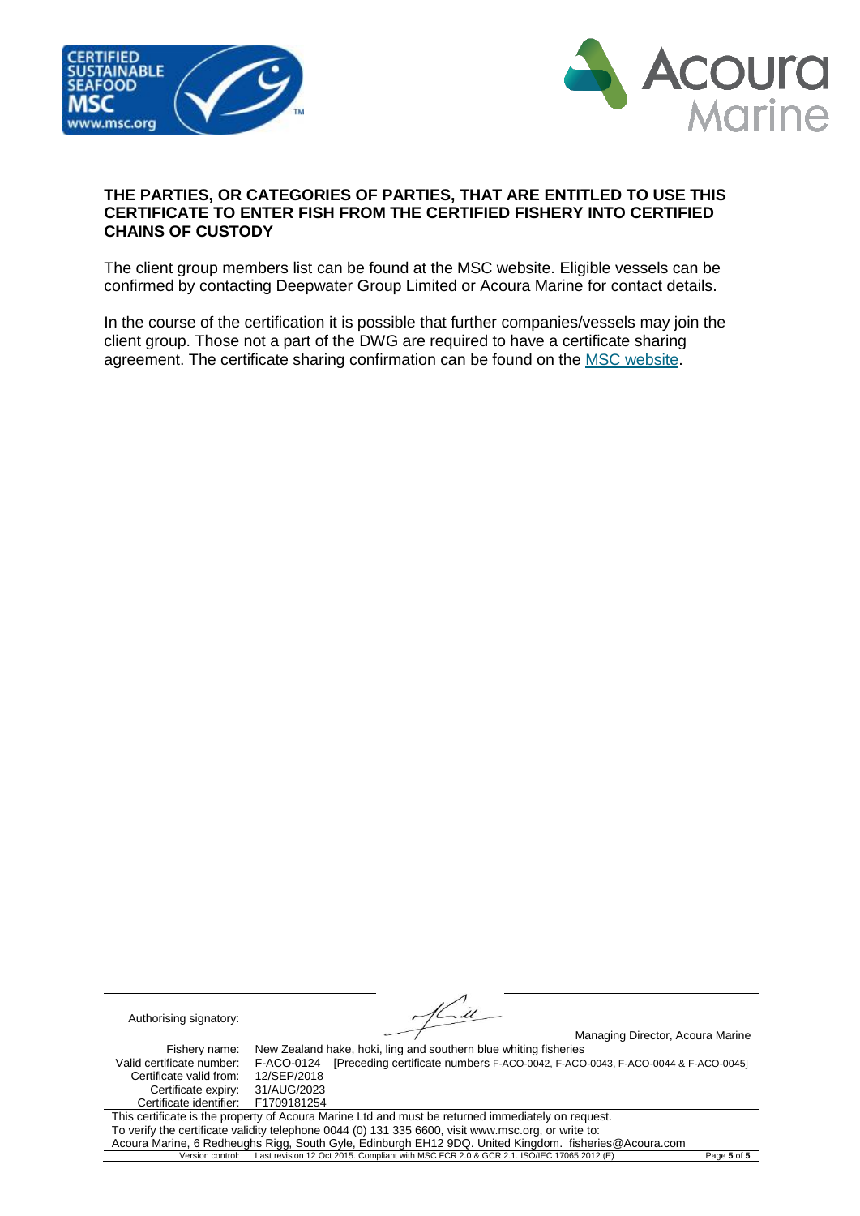### THE PARTIES, OR CATEGORIES OF PARTIES, THAT ARE ENTITLED TO USE THIS CERTIFICATE TO ENTER FISH FROM THE CERTIFIED FISHERY INTO CERTIFIED CHAINS OF CUSTODY

The client group members list can be found at the MSC website. Eligible vessels can be confirmed by contacting Deepwater Group Limited or Acoura Marine for contact details.

In the course of the certification it is possible that further companies/vessels may join the client group. Those not a part of the DWG are required to have a certificate sharing agreement. The certificate sharing confirmation can be found on the MSC website.

Authorising signatory:

Managing Director, Acoura Marine

| | |
|---|---|
| Fishery name: | New Zealand hake, hoki, ling and southern blue whiting fisheries |
| Valid certificate number: | F-ACO-0124 [Preceding certificate numbers F-ACO-0042, F-ACO-0043, F-ACO-0044 & F-ACO-0045] |
| Certificate valid from: | 12/SEP/2018 |
| Certificate expiry: | 31/AUG/2023 |
| Certificate identifier: | F1709181254 |

This certificate is the property of Acoura Marine Ltd and must be returned immediately on request.
To verify the certificate validity telephone 0044 (0) 131 335 6600, visit www.msc.org, or write to:
Acoura Marine, 6 Redheughs Rigg, South Gyle, Edinburgh EH12 9DQ. United Kingdom. fisheries@Acoura.com

Version control: Last revision 12 Oct 2015. Compliant with MSC FCR 2.0 & GCR 2.1. ISO/IEC 17065:2012 (E)